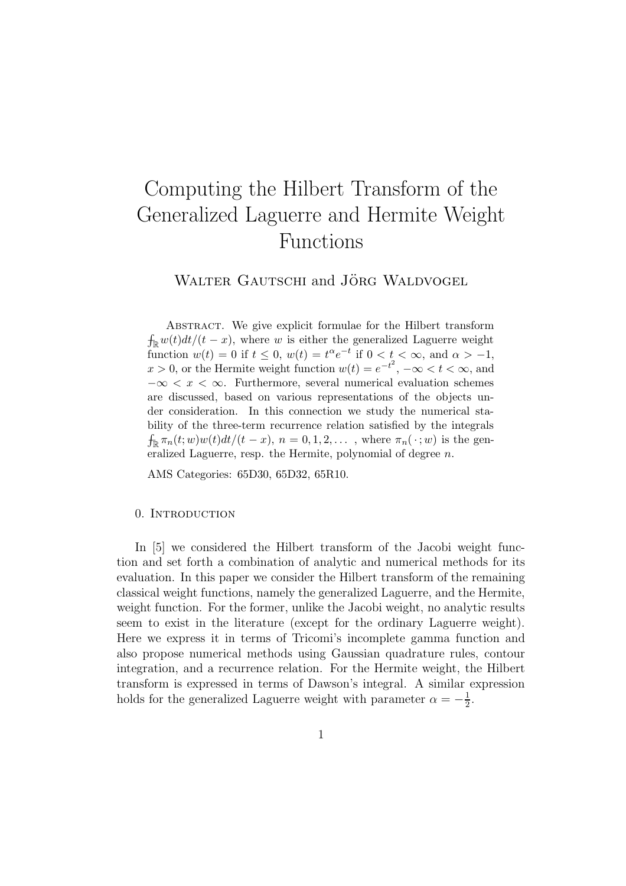# Computing the Hilbert Transform of the Generalized Laguerre and Hermite Weight Functions

Walter Gautschi and Jörg Waldvogel

Abstract. We give explicit formulae for the Hilbert transform $⨍_{\mathbb{R}} w(t)dt/(t-x)$, where $w$ is either the generalized Laguerre weight function $w(t) = 0$ if $t \leq 0$, $w(t) = t^\alpha e^{-t}$ if $0 < t < \infty$, and $\alpha > -1$, $x > 0$, or the Hermite weight function $w(t) = e^{-t^2}$, $-\infty < t < \infty$, and $-\infty < x < \infty$. Furthermore, several numerical evaluation schemes are discussed, based on various representations of the objects under consideration. In this connection we study the numerical stability of the three-term recurrence relation satisfied by the integrals $⨍_{\mathbb{R}} \pi_n(t;w)w(t)dt/(t-x)$, $n = 0, 1, 2, \dots$ , where $\pi_n(\,\cdot\,;w)$ is the generalized Laguerre, resp. the Hermite, polynomial of degree $n$.

AMS Categories: 65D30, 65D32, 65R10.

## 0. Introduction

In [5] we considered the Hilbert transform of the Jacobi weight function and set forth a combination of analytic and numerical methods for its evaluation. In this paper we consider the Hilbert transform of the remaining classical weight functions, namely the generalized Laguerre, and the Hermite, weight function. For the former, unlike the Jacobi weight, no analytic results seem to exist in the literature (except for the ordinary Laguerre weight). Here we express it in terms of Tricomi's incomplete gamma function and also propose numerical methods using Gaussian quadrature rules, contour integration, and a recurrence relation. For the Hermite weight, the Hilbert transform is expressed in terms of Dawson's integral. A similar expression holds for the generalized Laguerre weight with parameter $\alpha = -\frac{1}{2}$.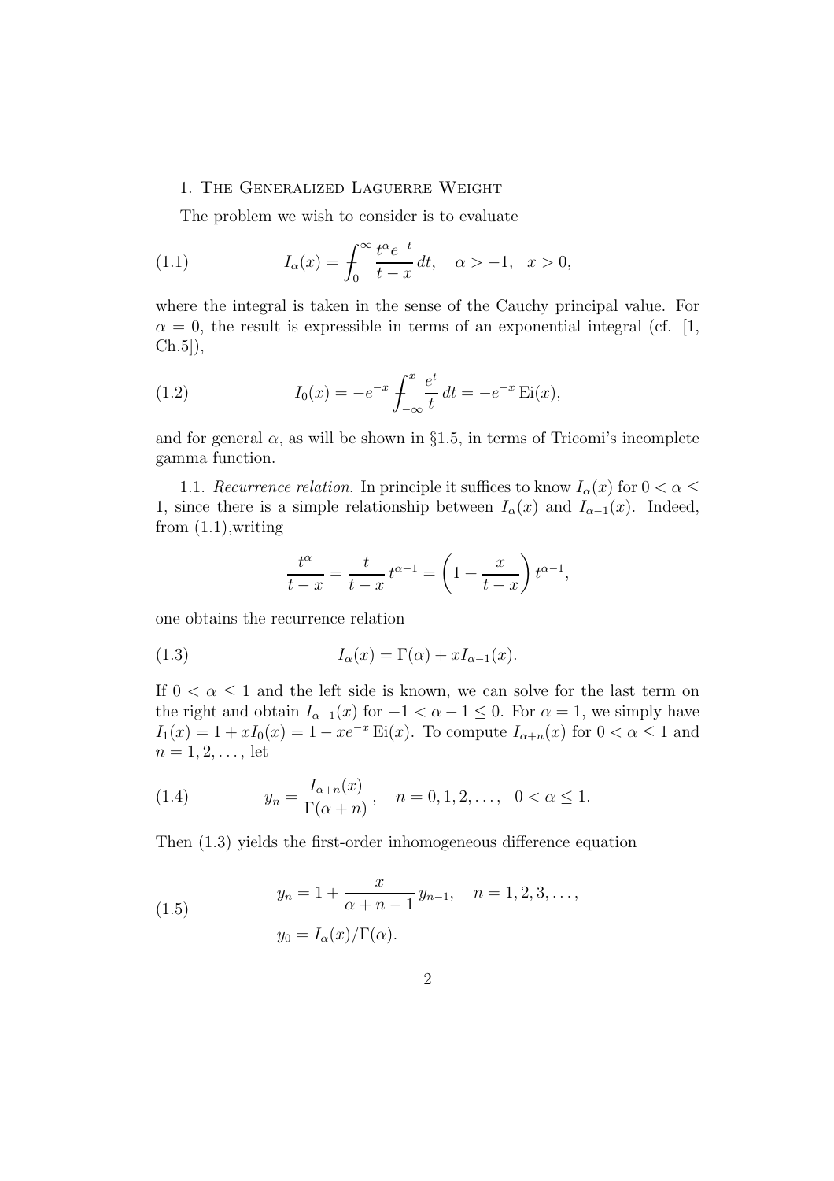## 1. The Generalized Laguerre Weight

The problem we wish to consider is to evaluate

$$I_\alpha(x) = \int_0^\infty \frac{t^\alpha e^{-t}}{t-x}\,dt, \quad \alpha > -1, \quad x > 0, \tag{1.1}$$

where the integral is taken in the sense of the Cauchy principal value. For $\alpha = 0$, the result is expressible in terms of an exponential integral (cf. [1, Ch.5]),

$$I_0(x) = -e^{-x} \int_{-\infty}^{x} \frac{e^t}{t}\,dt = -e^{-x}\,\mathrm{Ei}(x), \tag{1.2}$$

and for general $\alpha$, as will be shown in §1.5, in terms of Tricomi's incomplete gamma function.

1.1. *Recurrence relation.* In principle it suffices to know $I_\alpha(x)$ for $0 < \alpha \leq 1$, since there is a simple relationship between $I_\alpha(x)$ and $I_{\alpha-1}(x)$. Indeed, from (1.1),writing

$$\frac{t^\alpha}{t-x} = \frac{t}{t-x}\,t^{\alpha-1} = \left(1 + \frac{x}{t-x}\right)t^{\alpha-1},$$

one obtains the recurrence relation

$$I_\alpha(x) = \Gamma(\alpha) + xI_{\alpha-1}(x). \tag{1.3}$$

If $0 < \alpha \leq 1$ and the left side is known, we can solve for the last term on the right and obtain $I_{\alpha-1}(x)$ for $-1 < \alpha - 1 \leq 0$. For $\alpha = 1$, we simply have $I_1(x) = 1 + xI_0(x) = 1 - xe^{-x}\,\mathrm{Ei}(x)$. To compute $I_{\alpha+n}(x)$ for $0 < \alpha \leq 1$ and $n = 1, 2, \ldots$, let

$$y_n = \frac{I_{\alpha+n}(x)}{\Gamma(\alpha+n)}, \quad n = 0, 1, 2, \ldots, \quad 0 < \alpha \leq 1. \tag{1.4}$$

Then (1.3) yields the first-order inhomogeneous difference equation

$$\begin{aligned} y_n &= 1 + \frac{x}{\alpha+n-1}\,y_{n-1}, \quad n = 1, 2, 3, \ldots, \\ y_0 &= I_\alpha(x)/\Gamma(\alpha). \end{aligned} \tag{1.5}$$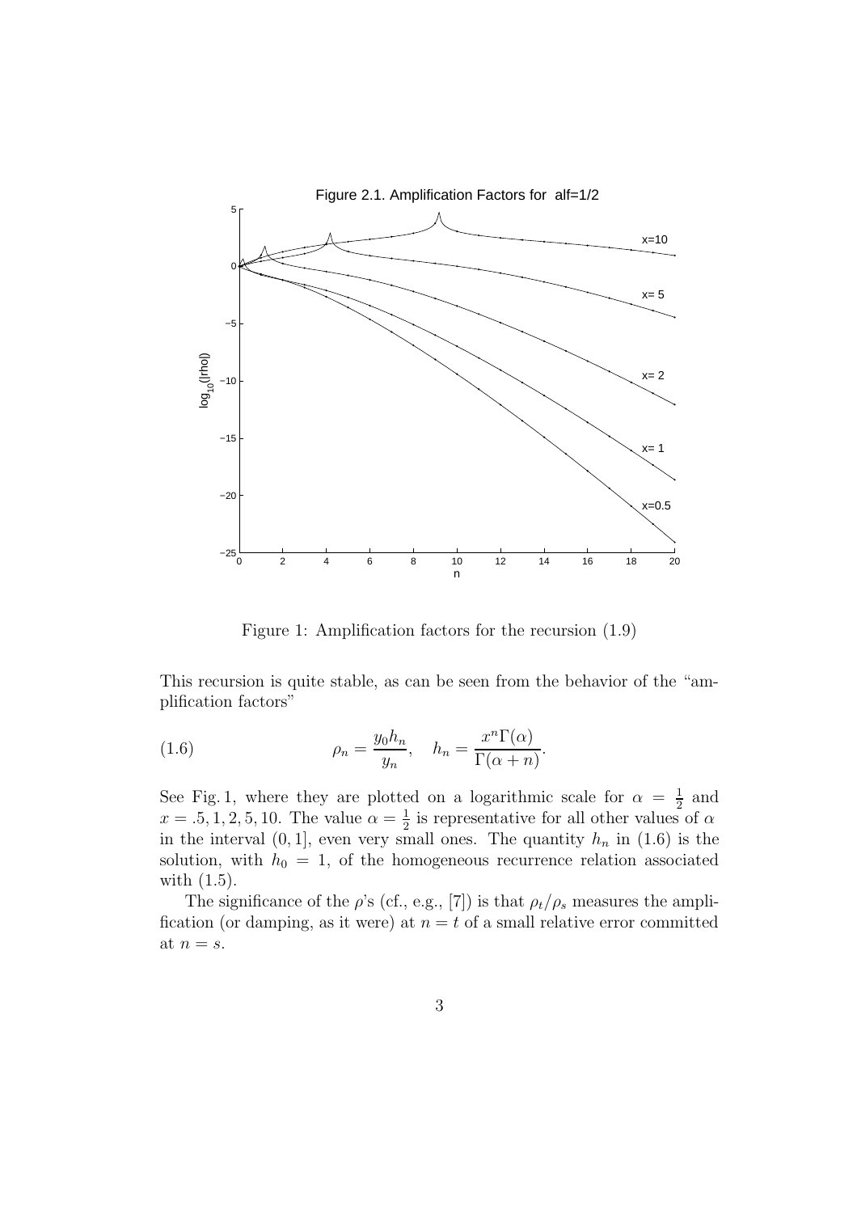Figure 1: Amplification factors for the recursion (1.9)

This recursion is quite stable, as can be seen from the behavior of the "amplification factors"

$$\rho_n = \frac{y_0 h_n}{y_n}, \quad h_n = \frac{x^n \Gamma(\alpha)}{\Gamma(\alpha + n)}. \tag{1.6}$$

See Fig. 1, where they are plotted on a logarithmic scale for $\alpha = \frac{1}{2}$ and $x = .5, 1, 2, 5, 10$. The value $\alpha = \frac{1}{2}$ is representative for all other values of $\alpha$ in the interval $(0, 1]$, even very small ones. The quantity $h_n$ in (1.6) is the solution, with $h_0 = 1$, of the homogeneous recurrence relation associated with (1.5).

The significance of the $\rho$'s (cf., e.g., [7]) is that $\rho_t/\rho_s$ measures the amplification (or damping, as it were) at $n = t$ of a small relative error committed at $n = s$.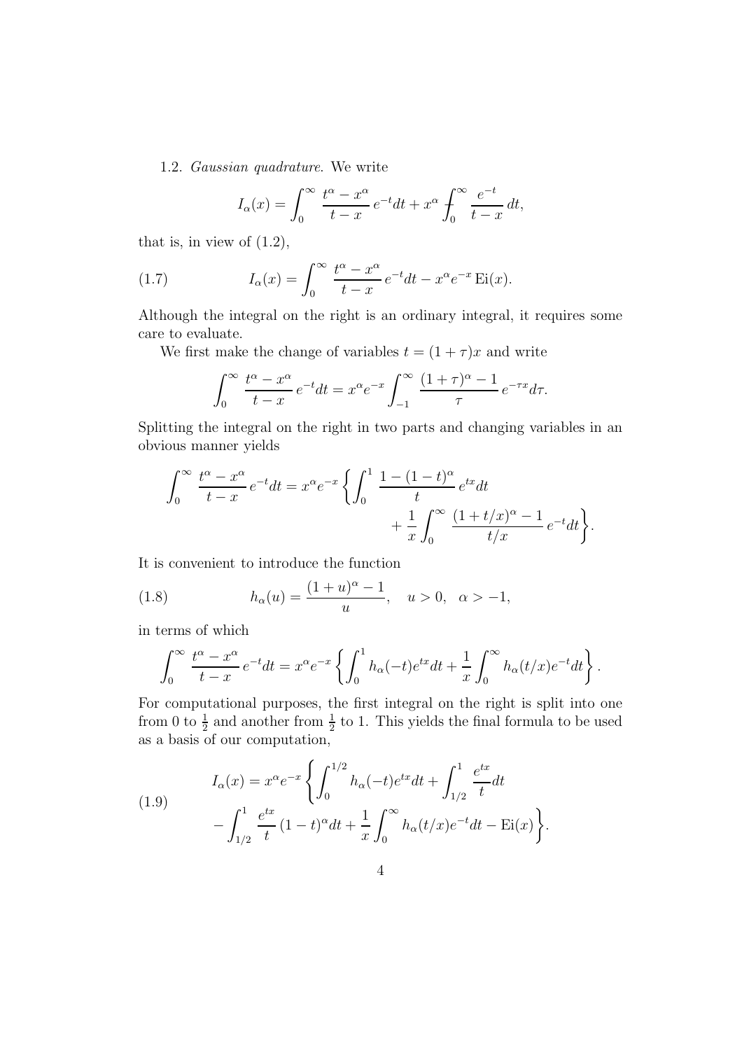1.2. *Gaussian quadrature.* We write

$$I_\alpha(x) = \int_0^\infty \frac{t^\alpha - x^\alpha}{t-x}\, e^{-t} dt + x^\alpha \,⨍_0^\infty \frac{e^{-t}}{t-x}\, dt,$$

that is, in view of (1.2),

$$I_\alpha(x) = \int_0^\infty \frac{t^\alpha - x^\alpha}{t-x}\, e^{-t} dt - x^\alpha e^{-x}\, \mathrm{Ei}(x). \tag{1.7}$$

Although the integral on the right is an ordinary integral, it requires some care to evaluate.

We first make the change of variables $t = (1+\tau)x$ and write

$$\int_0^\infty \frac{t^\alpha - x^\alpha}{t-x}\, e^{-t} dt = x^\alpha e^{-x} \int_{-1}^\infty \frac{(1+\tau)^\alpha - 1}{\tau}\, e^{-\tau x} d\tau.$$

Splitting the integral on the right in two parts and changing variables in an obvious manner yields

$$\int_0^\infty \frac{t^\alpha - x^\alpha}{t-x}\, e^{-t} dt = x^\alpha e^{-x} \left\{ \int_0^1 \frac{1-(1-t)^\alpha}{t}\, e^{tx} dt + \frac{1}{x} \int_0^\infty \frac{(1+t/x)^\alpha - 1}{t/x}\, e^{-t} dt \right\}.$$

It is convenient to introduce the function

$$h_\alpha(u) = \frac{(1+u)^\alpha - 1}{u}, \quad u > 0, \quad \alpha > -1, \tag{1.8}$$

in terms of which

$$\int_0^\infty \frac{t^\alpha - x^\alpha}{t-x}\, e^{-t} dt = x^\alpha e^{-x} \left\{ \int_0^1 h_\alpha(-t) e^{tx} dt + \frac{1}{x} \int_0^\infty h_\alpha(t/x) e^{-t} dt \right\}.$$

For computational purposes, the first integral on the right is split into one from 0 to $\frac{1}{2}$ and another from $\frac{1}{2}$ to 1. This yields the final formula to be used as a basis of our computation,

$$\begin{aligned} I_\alpha(x) = x^\alpha e^{-x} \Bigg\{ &\int_0^{1/2} h_\alpha(-t) e^{tx} dt + \int_{1/2}^1 \frac{e^{tx}}{t} dt \\ &- \int_{1/2}^1 \frac{e^{tx}}{t}\,(1-t)^\alpha dt + \frac{1}{x} \int_0^\infty h_\alpha(t/x) e^{-t} dt - \mathrm{Ei}(x) \Bigg\}. \end{aligned} \tag{1.9}$$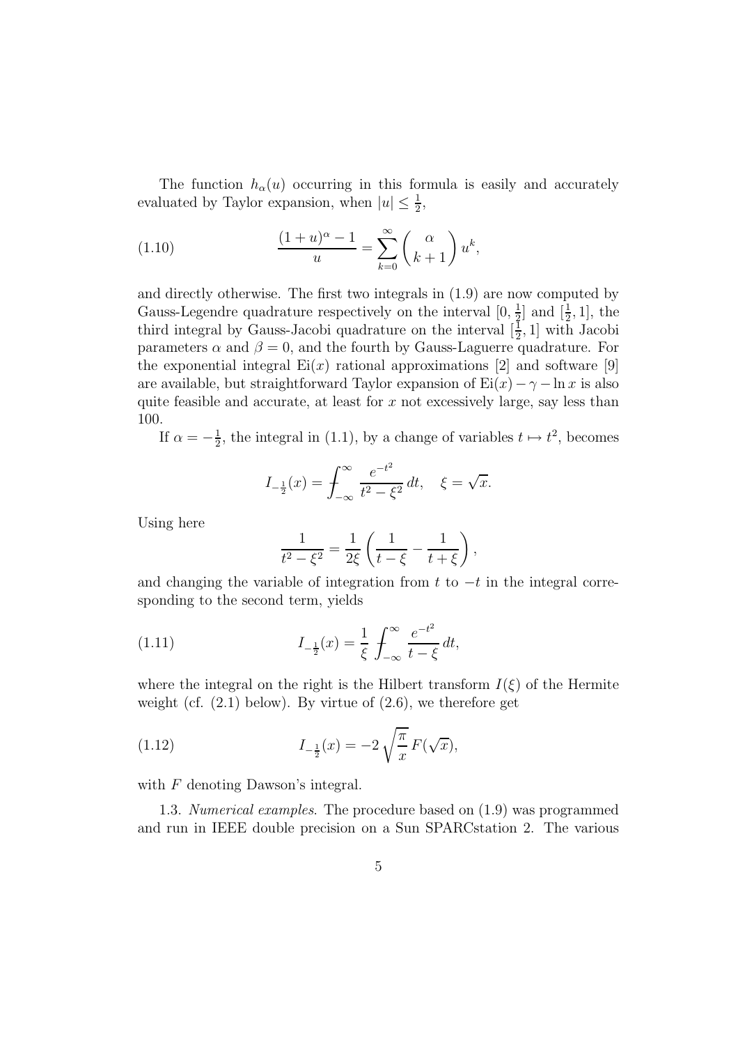The function $h_\alpha(u)$ occurring in this formula is easily and accurately evaluated by Taylor expansion, when $|u| \leq \frac{1}{2}$,

$$\frac{(1+u)^\alpha - 1}{u} = \sum_{k=0}^{\infty} \binom{\alpha}{k+1} u^k, \tag{1.10}$$

and directly otherwise. The first two integrals in (1.9) are now computed by Gauss-Legendre quadrature respectively on the interval $[0, \frac{1}{2}]$ and $[\frac{1}{2}, 1]$, the third integral by Gauss-Jacobi quadrature on the interval $[\frac{1}{2}, 1]$ with Jacobi parameters $\alpha$ and $\beta = 0$, and the fourth by Gauss-Laguerre quadrature. For the exponential integral $\mathrm{Ei}(x)$ rational approximations [2] and software [9] are available, but straightforward Taylor expansion of $\mathrm{Ei}(x) - \gamma - \ln x$ is also quite feasible and accurate, at least for $x$ not excessively large, say less than 100.

If $\alpha = -\frac{1}{2}$, the integral in (1.1), by a change of variables $t \mapsto t^2$, becomes

$$I_{-\frac{1}{2}}(x) = \fint_{-\infty}^{\infty} \frac{e^{-t^2}}{t^2 - \xi^2}\, dt, \quad \xi = \sqrt{x}.$$

Using here

$$\frac{1}{t^2 - \xi^2} = \frac{1}{2\xi}\left(\frac{1}{t-\xi} - \frac{1}{t+\xi}\right),$$

and changing the variable of integration from $t$ to $-t$ in the integral corresponding to the second term, yields

$$I_{-\frac{1}{2}}(x) = \frac{1}{\xi} \fint_{-\infty}^{\infty} \frac{e^{-t^2}}{t - \xi}\, dt, \tag{1.11}$$

where the integral on the right is the Hilbert transform $I(\xi)$ of the Hermite weight (cf. (2.1) below). By virtue of (2.6), we therefore get

$$I_{-\frac{1}{2}}(x) = -2\sqrt{\frac{\pi}{x}}\, F(\sqrt{x}), \tag{1.12}$$

with $F$ denoting Dawson's integral.

1.3. *Numerical examples*. The procedure based on (1.9) was programmed and run in IEEE double precision on a Sun SPARCstation 2. The various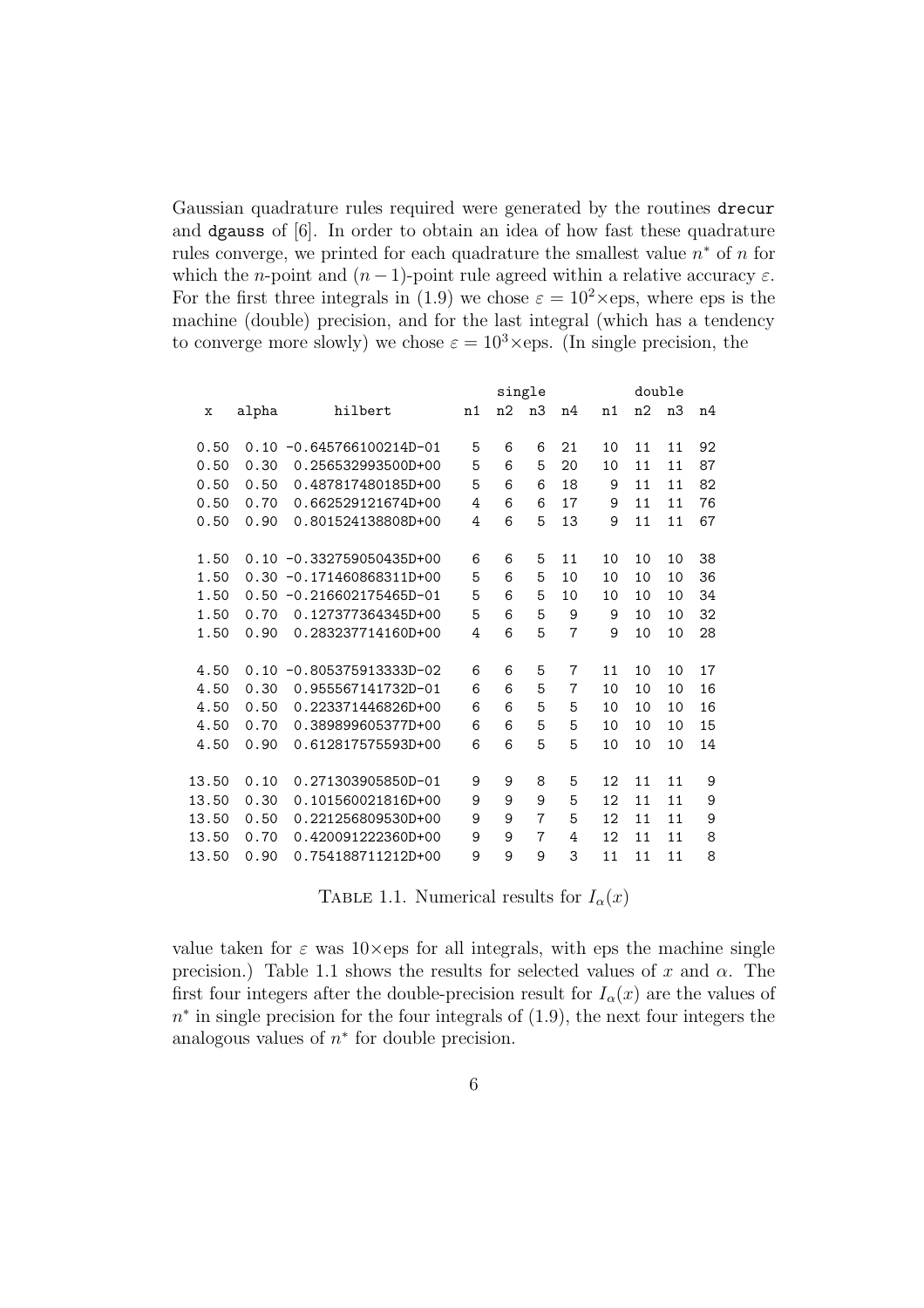Gaussian quadrature rules required were generated by the routines drecur and dgauss of [6]. In order to obtain an idea of how fast these quadrature rules converge, we printed for each quadrature the smallest value $n^*$ of $n$ for which the $n$-point and $(n-1)$-point rule agreed within a relative accuracy $\varepsilon$. For the first three integrals in (1.9) we chose $\varepsilon = 10^2\times$eps, where eps is the machine (double) precision, and for the last integral (which has a tendency to converge more slowly) we chose $\varepsilon = 10^3\times$eps. (In single precision, the

| x | alpha | hilbert | single n1 | n2 | n3 | n4 | double n1 | n2 | n3 | n4 |
|---|---|---|---|---|---|---|---|---|---|---|
| 0.50 | 0.10 | -0.645766100214D-01 | 5 | 6 | 6 | 21 | 10 | 11 | 11 | 92 |
| 0.50 | 0.30 | 0.256532993500D+00 | 5 | 6 | 5 | 20 | 10 | 11 | 11 | 87 |
| 0.50 | 0.50 | 0.487817480185D+00 | 5 | 6 | 6 | 18 | 9 | 11 | 11 | 82 |
| 0.50 | 0.70 | 0.662529121674D+00 | 4 | 6 | 6 | 17 | 9 | 11 | 11 | 76 |
| 0.50 | 0.90 | 0.801524138808D+00 | 4 | 6 | 5 | 13 | 9 | 11 | 11 | 67 |
| 1.50 | 0.10 | -0.332759050435D+00 | 6 | 6 | 5 | 11 | 10 | 10 | 10 | 38 |
| 1.50 | 0.30 | -0.171460868311D+00 | 5 | 6 | 5 | 10 | 10 | 10 | 10 | 36 |
| 1.50 | 0.50 | -0.216602175465D-01 | 5 | 6 | 5 | 10 | 10 | 10 | 10 | 34 |
| 1.50 | 0.70 | 0.127377364345D+00 | 5 | 6 | 5 | 9 | 9 | 10 | 10 | 32 |
| 1.50 | 0.90 | 0.283237714160D+00 | 4 | 6 | 5 | 7 | 9 | 10 | 10 | 28 |
| 4.50 | 0.10 | -0.805375913333D-02 | 6 | 6 | 5 | 7 | 11 | 10 | 10 | 17 |
| 4.50 | 0.30 | 0.955567141732D-01 | 6 | 6 | 5 | 7 | 10 | 10 | 10 | 16 |
| 4.50 | 0.50 | 0.223371446826D+00 | 6 | 6 | 5 | 5 | 10 | 10 | 10 | 16 |
| 4.50 | 0.70 | 0.389899605377D+00 | 6 | 6 | 5 | 5 | 10 | 10 | 10 | 15 |
| 4.50 | 0.90 | 0.612817575593D+00 | 6 | 6 | 5 | 5 | 10 | 10 | 10 | 14 |
| 13.50 | 0.10 | 0.271303905850D-01 | 9 | 9 | 8 | 5 | 12 | 11 | 11 | 9 |
| 13.50 | 0.30 | 0.101560021816D+00 | 9 | 9 | 9 | 5 | 12 | 11 | 11 | 9 |
| 13.50 | 0.50 | 0.221256809530D+00 | 9 | 9 | 7 | 5 | 12 | 11 | 11 | 9 |
| 13.50 | 0.70 | 0.420091222360D+00 | 9 | 9 | 7 | 4 | 12 | 11 | 11 | 8 |
| 13.50 | 0.90 | 0.754188711212D+00 | 9 | 9 | 9 | 3 | 11 | 11 | 11 | 8 |

TABLE 1.1. Numerical results for $I_\alpha(x)$

value taken for $\varepsilon$ was $10\times$eps for all integrals, with eps the machine single precision.) Table 1.1 shows the results for selected values of $x$ and $\alpha$. The first four integers after the double-precision result for $I_\alpha(x)$ are the values of $n^*$ in single precision for the four integrals of (1.9), the next four integers the analogous values of $n^*$ for double precision.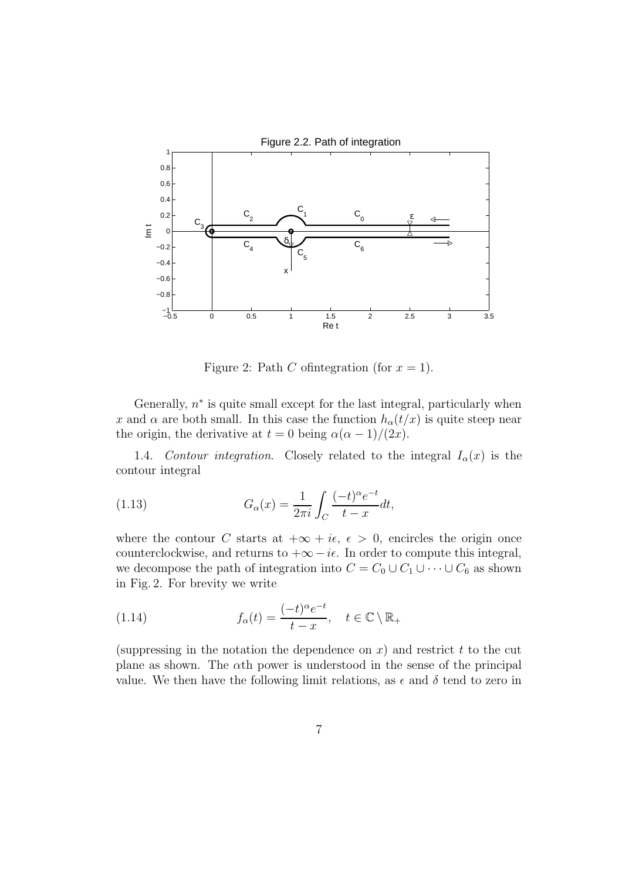Figure 2: Path $C$ ofintegration (for $x = 1$).

Generally, $n^*$ is quite small except for the last integral, particularly when $x$ and $\alpha$ are both small. In this case the function $h_\alpha(t/x)$ is quite steep near the origin, the derivative at $t = 0$ being $\alpha(\alpha - 1)/(2x)$.

1.4. *Contour integration.* Closely related to the integral $I_\alpha(x)$ is the contour integral

$$G_\alpha(x) = \frac{1}{2\pi i} \int_C \frac{(-t)^\alpha e^{-t}}{t - x} dt, \tag{1.13}$$

where the contour $C$ starts at $+\infty + i\epsilon$, $\epsilon > 0$, encircles the origin once counterclockwise, and returns to $+\infty - i\epsilon$. In order to compute this integral, we decompose the path of integration into $C = C_0 \cup C_1 \cup \cdots \cup C_6$ as shown in Fig. 2. For brevity we write

$$f_\alpha(t) = \frac{(-t)^\alpha e^{-t}}{t - x}, \quad t \in \mathbb{C} \setminus \mathbb{R}_+ \tag{1.14}$$

(suppressing in the notation the dependence on $x$) and restrict $t$ to the cut plane as shown. The $\alpha$th power is understood in the sense of the principal value. We then have the following limit relations, as $\epsilon$ and $\delta$ tend to zero in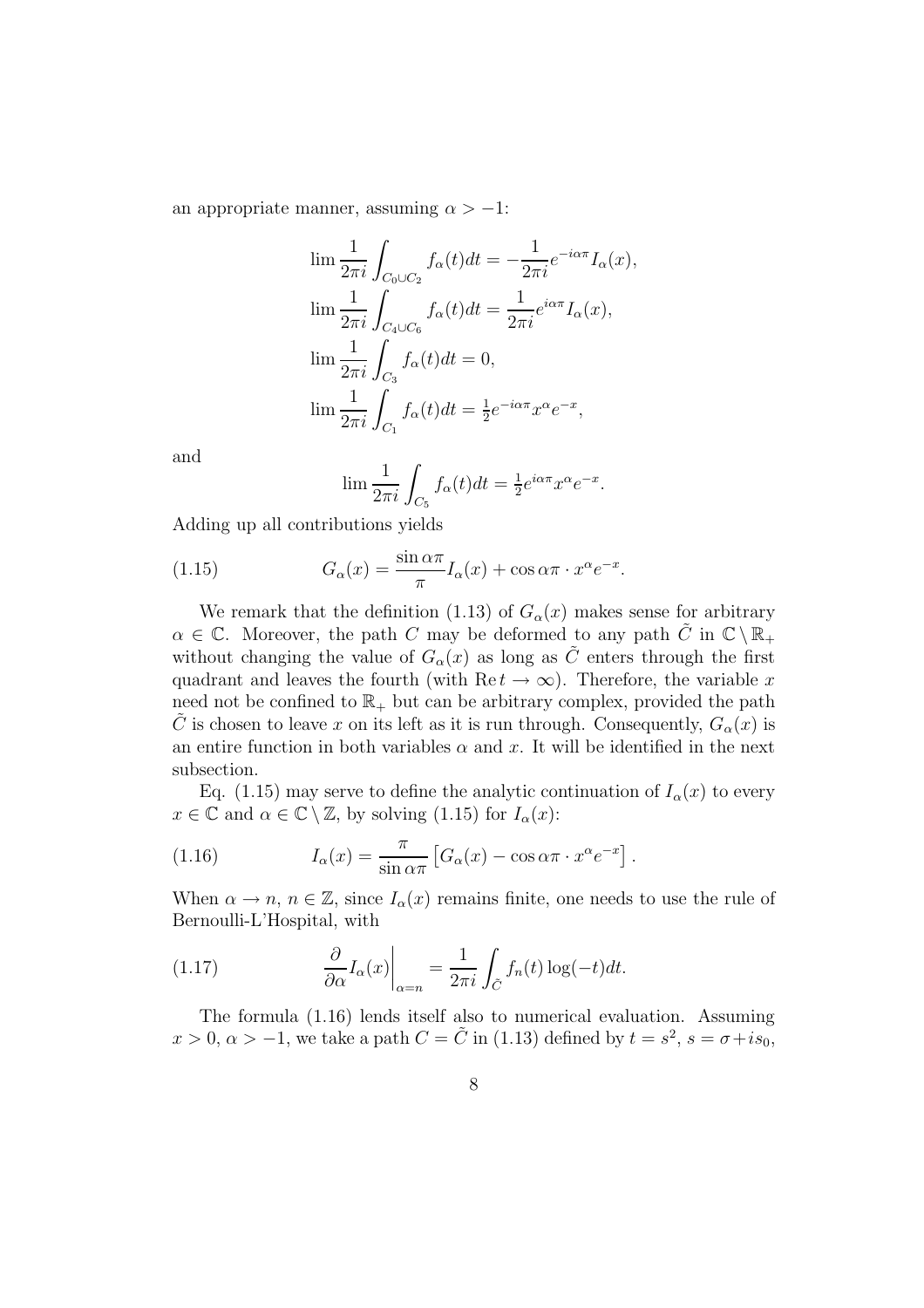an appropriate manner, assuming $\alpha > -1$:

$$\lim \frac{1}{2\pi i} \int_{C_0 \cup C_2} f_\alpha(t) dt = -\frac{1}{2\pi i} e^{-i\alpha\pi} I_\alpha(x),$$

$$\lim \frac{1}{2\pi i} \int_{C_4 \cup C_6} f_\alpha(t) dt = \frac{1}{2\pi i} e^{i\alpha\pi} I_\alpha(x),$$

$$\lim \frac{1}{2\pi i} \int_{C_3} f_\alpha(t) dt = 0,$$

$$\lim \frac{1}{2\pi i} \int_{C_1} f_\alpha(t) dt = \tfrac{1}{2} e^{-i\alpha\pi} x^\alpha e^{-x},$$

and

$$\lim \frac{1}{2\pi i} \int_{C_5} f_\alpha(t) dt = \tfrac{1}{2} e^{i\alpha\pi} x^\alpha e^{-x}.$$

Adding up all contributions yields

$$G_\alpha(x) = \frac{\sin \alpha\pi}{\pi} I_\alpha(x) + \cos \alpha\pi \cdot x^\alpha e^{-x}. \tag{1.15}$$

We remark that the definition (1.13) of $G_\alpha(x)$ makes sense for arbitrary $\alpha \in \mathbb{C}$. Moreover, the path $C$ may be deformed to any path $\tilde{C}$ in $\mathbb{C} \setminus \mathbb{R}_+$ without changing the value of $G_\alpha(x)$ as long as $\tilde{C}$ enters through the first quadrant and leaves the fourth (with $\mathrm{Re}\, t \to \infty$). Therefore, the variable $x$ need not be confined to $\mathbb{R}_+$ but can be arbitrary complex, provided the path $\tilde{C}$ is chosen to leave $x$ on its left as it is run through. Consequently, $G_\alpha(x)$ is an entire function in both variables $\alpha$ and $x$. It will be identified in the next subsection.

Eq. (1.15) may serve to define the analytic continuation of $I_\alpha(x)$ to every $x \in \mathbb{C}$ and $\alpha \in \mathbb{C} \setminus \mathbb{Z}$, by solving (1.15) for $I_\alpha(x)$:

$$I_\alpha(x) = \frac{\pi}{\sin \alpha\pi} \left[ G_\alpha(x) - \cos \alpha\pi \cdot x^\alpha e^{-x} \right]. \tag{1.16}$$

When $\alpha \to n$, $n \in \mathbb{Z}$, since $I_\alpha(x)$ remains finite, one needs to use the rule of Bernoulli-L'Hospital, with

$$\left. \frac{\partial}{\partial \alpha} I_\alpha(x) \right|_{\alpha = n} = \frac{1}{2\pi i} \int_{\tilde{C}} f_n(t) \log(-t) dt. \tag{1.17}$$

The formula (1.16) lends itself also to numerical evaluation. Assuming $x > 0$, $\alpha > -1$, we take a path $C = \tilde{C}$ in (1.13) defined by $t = s^2$, $s = \sigma + i s_0$,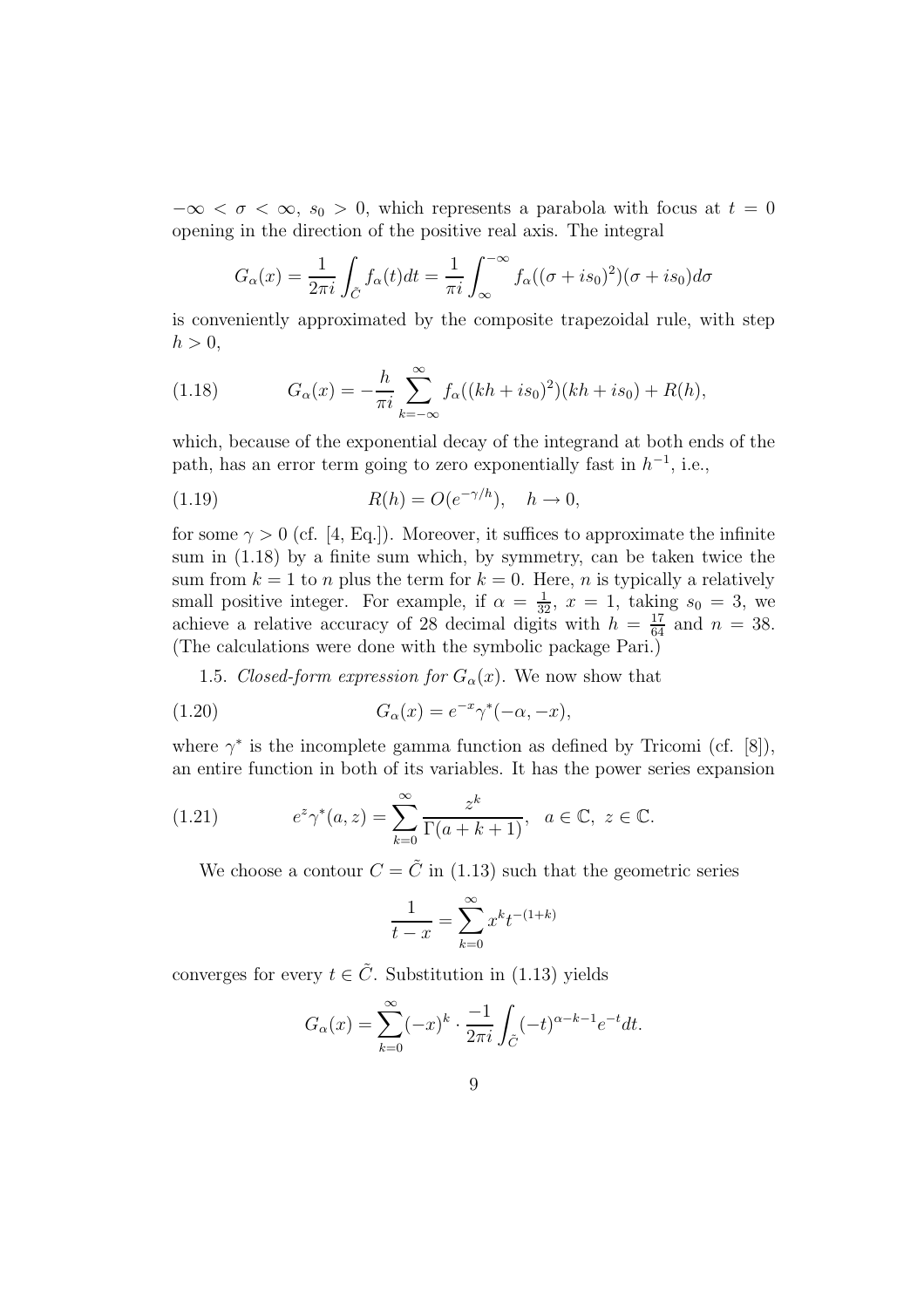$-\infty < \sigma < \infty$, $s_0 > 0$, which represents a parabola with focus at $t = 0$ opening in the direction of the positive real axis. The integral

$$G_\alpha(x) = \frac{1}{2\pi i}\int_{\tilde{C}} f_\alpha(t)dt = \frac{1}{\pi i}\int_{\infty}^{-\infty} f_\alpha((\sigma + is_0)^2)(\sigma + is_0)d\sigma$$

is conveniently approximated by the composite trapezoidal rule, with step $h > 0$,

$$G_\alpha(x) = -\frac{h}{\pi i}\sum_{k=-\infty}^{\infty} f_\alpha((kh + is_0)^2)(kh + is_0) + R(h), \tag{1.18}$$

which, because of the exponential decay of the integrand at both ends of the path, has an error term going to zero exponentially fast in $h^{-1}$, i.e.,

$$R(h) = O(e^{-\gamma/h}), \quad h \to 0, \tag{1.19}$$

for some $\gamma > 0$ (cf. [4, Eq.]). Moreover, it suffices to approximate the infinite sum in (1.18) by a finite sum which, by symmetry, can be taken twice the sum from $k = 1$ to $n$ plus the term for $k = 0$. Here, $n$ is typically a relatively small positive integer. For example, if $\alpha = \frac{1}{32}$, $x = 1$, taking $s_0 = 3$, we achieve a relative accuracy of 28 decimal digits with $h = \frac{17}{64}$ and $n = 38$. (The calculations were done with the symbolic package Pari.)

1.5. *Closed-form expression for $G_\alpha(x)$.* We now show that

$$G_\alpha(x) = e^{-x}\gamma^*(-\alpha, -x), \tag{1.20}$$

where $\gamma^*$ is the incomplete gamma function as defined by Tricomi (cf. [8]), an entire function in both of its variables. It has the power series expansion

$$e^z\gamma^*(a, z) = \sum_{k=0}^{\infty} \frac{z^k}{\Gamma(a + k + 1)}, \quad a \in \mathbb{C},\ z \in \mathbb{C}. \tag{1.21}$$

We choose a contour $C = \tilde{C}$ in (1.13) such that the geometric series

$$\frac{1}{t - x} = \sum_{k=0}^{\infty} x^k t^{-(1+k)}$$

converges for every $t \in \tilde{C}$. Substitution in (1.13) yields

$$G_\alpha(x) = \sum_{k=0}^{\infty}(-x)^k \cdot \frac{-1}{2\pi i}\int_{\tilde{C}}(-t)^{\alpha-k-1}e^{-t}dt.$$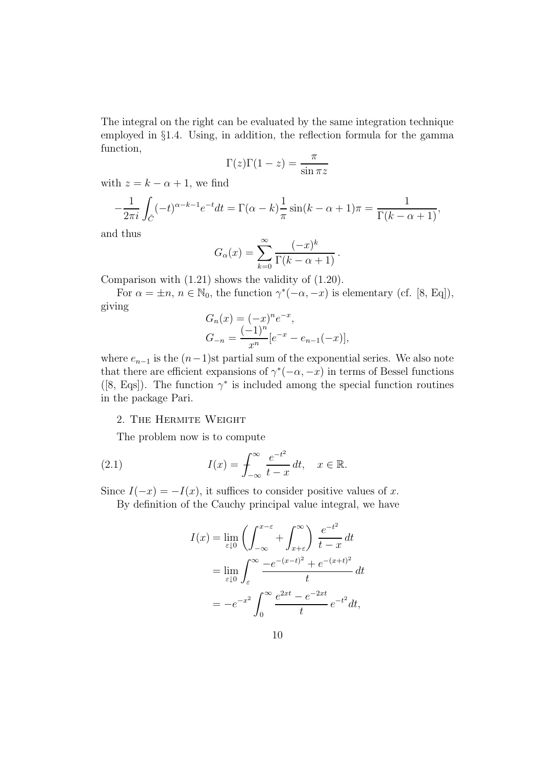The integral on the right can be evaluated by the same integration technique employed in §1.4. Using, in addition, the reflection formula for the gamma function,

$$\Gamma(z)\Gamma(1-z) = \frac{\pi}{\sin \pi z}$$

with $z = k - \alpha + 1$, we find

$$-\frac{1}{2\pi i}\int_{\tilde{C}} (-t)^{\alpha-k-1} e^{-t} dt = \Gamma(\alpha - k)\frac{1}{\pi}\sin(k-\alpha+1)\pi = \frac{1}{\Gamma(k-\alpha+1)},$$

and thus

$$G_\alpha(x) = \sum_{k=0}^{\infty} \frac{(-x)^k}{\Gamma(k-\alpha+1)}\,.$$

Comparison with (1.21) shows the validity of (1.20).

For $\alpha = \pm n$, $n \in \mathbb{N}_0$, the function $\gamma^*(-\alpha, -x)$ is elementary (cf. [8, Eq]), giving

$$\begin{aligned}
G_n(x) &= (-x)^n e^{-x}, \\
G_{-n} &= \frac{(-1)^n}{x^n}[e^{-x} - e_{n-1}(-x)],
\end{aligned}$$

where $e_{n-1}$ is the $(n-1)$st partial sum of the exponential series. We also note that there are efficient expansions of $\gamma^*(-\alpha, -x)$ in terms of Bessel functions ([8, Eqs]). The function $\gamma^*$ is included among the special function routines in the package Pari.

## 2. The Hermite Weight

The problem now is to compute

$$I(x) = ⨍_{-\infty}^{\infty} \frac{e^{-t^2}}{t-x}\, dt, \quad x \in \mathbb{R}. \tag{2.1}$$

Since $I(-x) = -I(x)$, it suffices to consider positive values of $x$.

By definition of the Cauchy principal value integral, we have

$$\begin{aligned}
I(x) &= \lim_{\varepsilon \downarrow 0} \left( \int_{-\infty}^{x-\varepsilon} + \int_{x+\varepsilon}^{\infty} \right) \frac{e^{-t^2}}{t-x}\, dt \\
&= \lim_{\varepsilon \downarrow 0} \int_{\varepsilon}^{\infty} \frac{-e^{-(x-t)^2} + e^{-(x+t)^2}}{t}\, dt \\
&= -e^{-x^2} \int_0^{\infty} \frac{e^{2xt} - e^{-2xt}}{t}\, e^{-t^2} dt,
\end{aligned}$$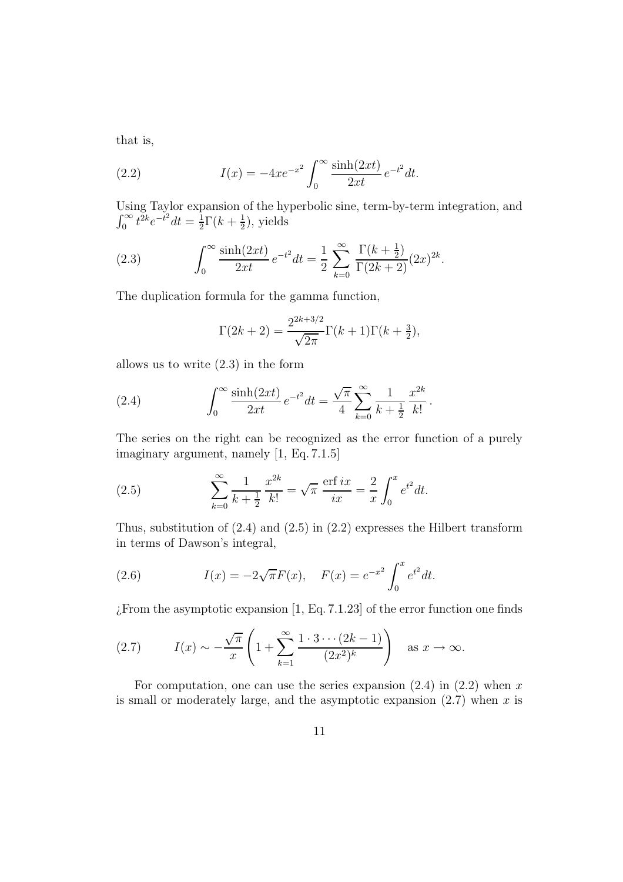that is,

$$I(x) = -4xe^{-x^2} \int_0^\infty \frac{\sinh(2xt)}{2xt} \, e^{-t^2} dt. \tag{2.2}$$

Using Taylor expansion of the hyperbolic sine, term-by-term integration, and $\int_0^\infty t^{2k} e^{-t^2} dt = \frac{1}{2}\Gamma(k + \frac{1}{2})$, yields

$$\int_0^\infty \frac{\sinh(2xt)}{2xt} \, e^{-t^2} dt = \frac{1}{2} \sum_{k=0}^\infty \frac{\Gamma(k+\frac{1}{2})}{\Gamma(2k+2)} (2x)^{2k}. \tag{2.3}$$

The duplication formula for the gamma function,

$$\Gamma(2k+2) = \frac{2^{2k+3/2}}{\sqrt{2\pi}} \Gamma(k+1)\Gamma(k+\tfrac{3}{2}),$$

allows us to write (2.3) in the form

$$\int_0^\infty \frac{\sinh(2xt)}{2xt} \, e^{-t^2} dt = \frac{\sqrt{\pi}}{4} \sum_{k=0}^\infty \frac{1}{k+\frac{1}{2}} \, \frac{x^{2k}}{k!} \, . \tag{2.4}$$

The series on the right can be recognized as the error function of a purely imaginary argument, namely [1, Eq. 7.1.5]

$$\sum_{k=0}^\infty \frac{1}{k+\frac{1}{2}} \, \frac{x^{2k}}{k!} = \sqrt{\pi} \, \frac{\operatorname{erf} ix}{ix} = \frac{2}{x} \int_0^x e^{t^2} dt. \tag{2.5}$$

Thus, substitution of (2.4) and (2.5) in (2.2) expresses the Hilbert transform in terms of Dawson's integral,

$$I(x) = -2\sqrt{\pi} F(x), \quad F(x) = e^{-x^2} \int_0^x e^{t^2} dt. \tag{2.6}$$

¿From the asymptotic expansion [1, Eq. 7.1.23] of the error function one finds

$$I(x) \sim -\frac{\sqrt{\pi}}{x} \left( 1 + \sum_{k=1}^\infty \frac{1 \cdot 3 \cdots (2k-1)}{(2x^2)^k} \right) \quad \text{as } x \to \infty. \tag{2.7}$$

For computation, one can use the series expansion (2.4) in (2.2) when $x$ is small or moderately large, and the asymptotic expansion (2.7) when $x$ is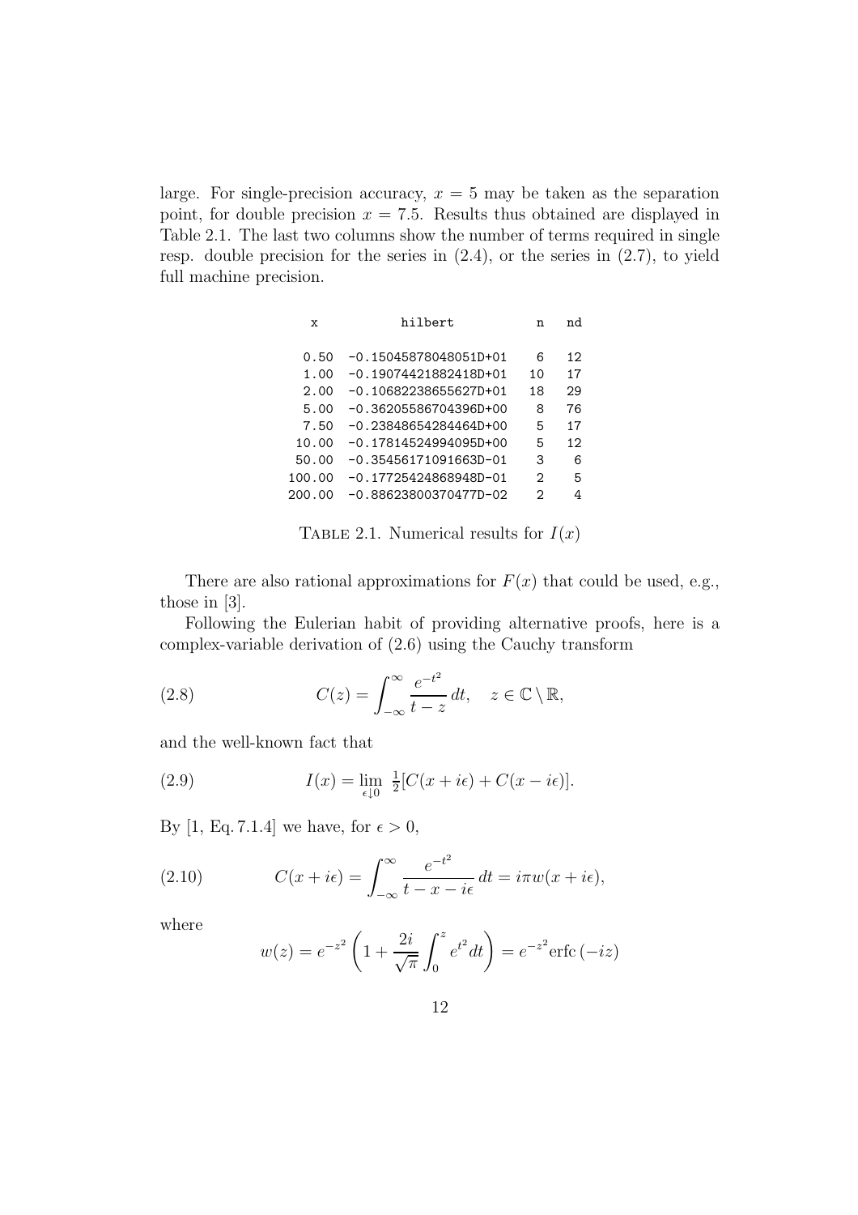large. For single-precision accuracy, $x = 5$ may be taken as the separation point, for double precision $x = 7.5$. Results thus obtained are displayed in Table 2.1. The last two columns show the number of terms required in single resp. double precision for the series in (2.4), or the series in (2.7), to yield full machine precision.

| x | hilbert | n | nd |
|---|---|---|---|
| 0.50 | -0.15045878048051D+01 | 6 | 12 |
| 1.00 | -0.19074421882418D+01 | 10 | 17 |
| 2.00 | -0.10682238655627D+01 | 18 | 29 |
| 5.00 | -0.36205586704396D+00 | 8 | 76 |
| 7.50 | -0.23848654284464D+00 | 5 | 17 |
| 10.00 | -0.17814524994095D+00 | 5 | 12 |
| 50.00 | -0.35456171091663D-01 | 3 | 6 |
| 100.00 | -0.17725424868948D-01 | 2 | 5 |
| 200.00 | -0.88623800370477D-02 | 2 | 4 |

TABLE 2.1. Numerical results for $I(x)$

There are also rational approximations for $F(x)$ that could be used, e.g., those in [3].

Following the Eulerian habit of providing alternative proofs, here is a complex-variable derivation of (2.6) using the Cauchy transform

$$C(z) = \int_{-\infty}^{\infty} \frac{e^{-t^2}}{t - z}\, dt, \quad z \in \mathbb{C} \setminus \mathbb{R}, \tag{2.8}$$

and the well-known fact that

$$I(x) = \lim_{\epsilon \downarrow 0} \tfrac{1}{2}[C(x + i\epsilon) + C(x - i\epsilon)]. \tag{2.9}$$

By [1, Eq. 7.1.4] we have, for $\epsilon > 0$,

$$C(x + i\epsilon) = \int_{-\infty}^{\infty} \frac{e^{-t^2}}{t - x - i\epsilon}\, dt = i\pi w(x + i\epsilon), \tag{2.10}$$

where

$$w(z) = e^{-z^2}\left(1 + \frac{2i}{\sqrt{\pi}} \int_0^z e^{t^2} dt\right) = e^{-z^2} \operatorname{erfc}(-iz)$$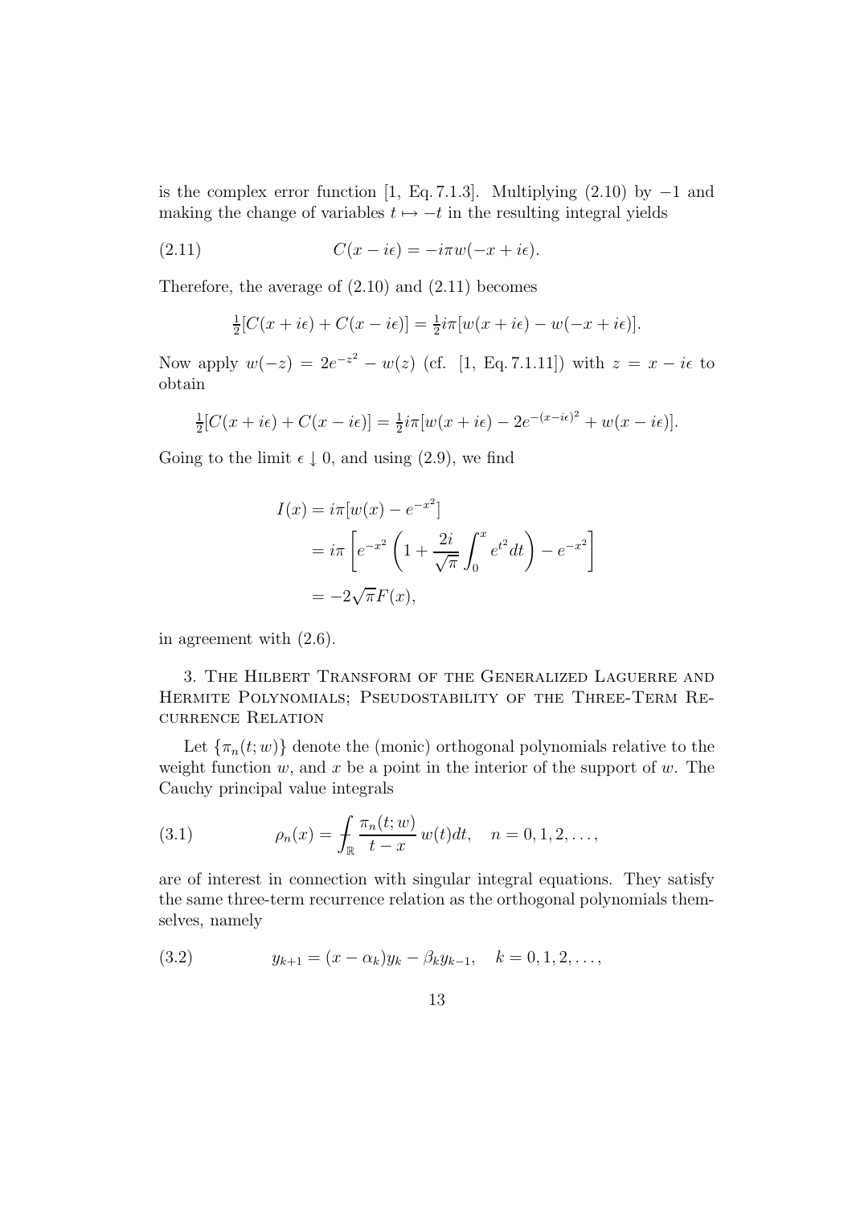is the complex error function [1, Eq. 7.1.3]. Multiplying (2.10) by $-1$ and making the change of variables $t \mapsto -t$ in the resulting integral yields

$$C(x - i\epsilon) = -i\pi w(-x + i\epsilon). \tag{2.11}$$

Therefore, the average of (2.10) and (2.11) becomes

$$\tfrac{1}{2}[C(x + i\epsilon) + C(x - i\epsilon)] = \tfrac{1}{2} i\pi [w(x + i\epsilon) - w(-x + i\epsilon)].$$

Now apply $w(-z) = 2e^{-z^2} - w(z)$ (cf. [1, Eq. 7.1.11]) with $z = x - i\epsilon$ to obtain

$$\tfrac{1}{2}[C(x + i\epsilon) + C(x - i\epsilon)] = \tfrac{1}{2} i\pi [w(x + i\epsilon) - 2e^{-(x-i\epsilon)^2} + w(x - i\epsilon)].$$

Going to the limit $\epsilon \downarrow 0$, and using (2.9), we find

$$\begin{aligned}
I(x) &= i\pi [w(x) - e^{-x^2}] \\
&= i\pi \left[ e^{-x^2} \left( 1 + \frac{2i}{\sqrt{\pi}} \int_0^x e^{t^2} dt \right) - e^{-x^2} \right] \\
&= -2\sqrt{\pi} F(x),
\end{aligned}$$

in agreement with (2.6).

## 3. The Hilbert Transform of the Generalized Laguerre and Hermite Polynomials; Pseudostability of the Three-Term Recurrence Relation

Let $\{\pi_n(t; w)\}$ denote the (monic) orthogonal polynomials relative to the weight function $w$, and $x$ be a point in the interior of the support of $w$. The Cauchy principal value integrals

$$\rho_n(x) = \fint_{\mathbb{R}} \frac{\pi_n(t; w)}{t - x} \, w(t) dt, \quad n = 0, 1, 2, \ldots, \tag{3.1}$$

are of interest in connection with singular integral equations. They satisfy the same three-term recurrence relation as the orthogonal polynomials themselves, namely

$$y_{k+1} = (x - \alpha_k) y_k - \beta_k y_{k-1}, \quad k = 0, 1, 2, \ldots, \tag{3.2}$$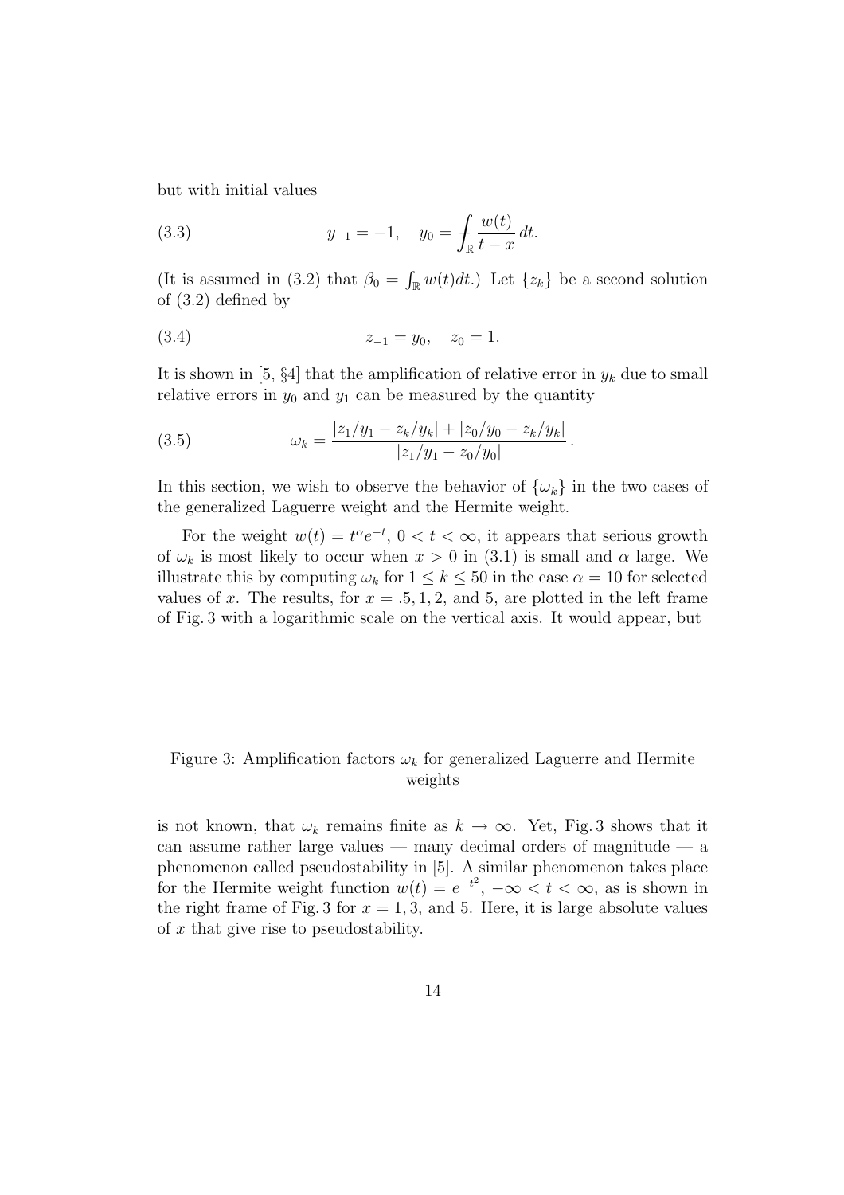but with initial values

$$y_{-1} = -1, \quad y_0 = \fint_{\mathbb{R}} \frac{w(t)}{t-x}\, dt. \tag{3.3}$$

(It is assumed in (3.2) that $\beta_0 = \int_{\mathbb{R}} w(t)dt$.) Let $\{z_k\}$ be a second solution of (3.2) defined by

$$z_{-1} = y_0, \quad z_0 = 1. \tag{3.4}$$

It is shown in [5, §4] that the amplification of relative error in $y_k$ due to small relative errors in $y_0$ and $y_1$ can be measured by the quantity

$$\omega_k = \frac{|z_1/y_1 - z_k/y_k| + |z_0/y_0 - z_k/y_k|}{|z_1/y_1 - z_0/y_0|}. \tag{3.5}$$

In this section, we wish to observe the behavior of $\{\omega_k\}$ in the two cases of the generalized Laguerre weight and the Hermite weight.

For the weight $w(t) = t^\alpha e^{-t}$, $0 < t < \infty$, it appears that serious growth of $\omega_k$ is most likely to occur when $x > 0$ in (3.1) is small and $\alpha$ large. We illustrate this by computing $\omega_k$ for $1 \leq k \leq 50$ in the case $\alpha = 10$ for selected values of $x$. The results, for $x = .5, 1, 2$, and 5, are plotted in the left frame of Fig. 3 with a logarithmic scale on the vertical axis. It would appear, but

Figure 3: Amplification factors $\omega_k$ for generalized Laguerre and Hermite weights

is not known, that $\omega_k$ remains finite as $k \to \infty$. Yet, Fig. 3 shows that it can assume rather large values — many decimal orders of magnitude — a phenomenon called pseudostability in [5]. A similar phenomenon takes place for the Hermite weight function $w(t) = e^{-t^2}$, $-\infty < t < \infty$, as is shown in the right frame of Fig. 3 for $x = 1, 3$, and 5. Here, it is large absolute values of $x$ that give rise to pseudostability.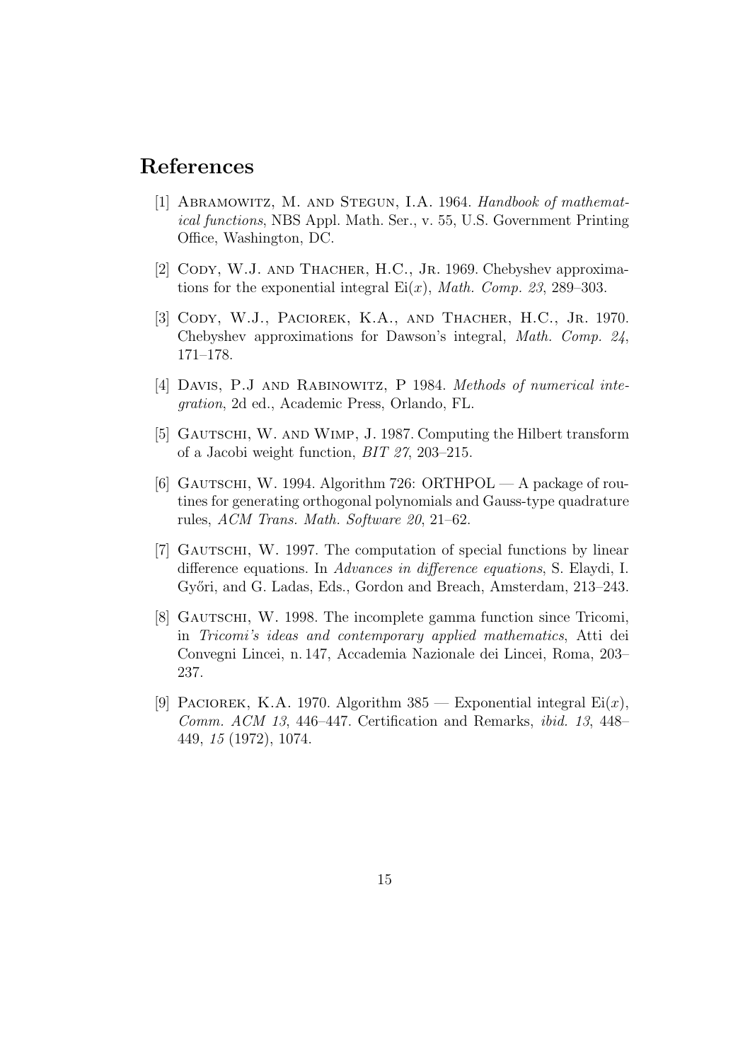## References

[1] Abramowitz, M. and Stegun, I.A. 1964. *Handbook of mathematical functions*, NBS Appl. Math. Ser., v. 55, U.S. Government Printing Office, Washington, DC.

[2] Cody, W.J. and Thacher, H.C., Jr. 1969. Chebyshev approximations for the exponential integral $\mathrm{Ei}(x)$, *Math. Comp. 23*, 289–303.

[3] Cody, W.J., Paciorek, K.A., and Thacher, H.C., Jr. 1970. Chebyshev approximations for Dawson's integral, *Math. Comp. 24*, 171–178.

[4] Davis, P.J and Rabinowitz, P 1984. *Methods of numerical integration*, 2d ed., Academic Press, Orlando, FL.

[5] Gautschi, W. and Wimp, J. 1987. Computing the Hilbert transform of a Jacobi weight function, *BIT 27*, 203–215.

[6] Gautschi, W. 1994. Algorithm 726: ORTHPOL — A package of routines for generating orthogonal polynomials and Gauss-type quadrature rules, *ACM Trans. Math. Software 20*, 21–62.

[7] Gautschi, W. 1997. The computation of special functions by linear difference equations. In *Advances in difference equations*, S. Elaydi, I. Győri, and G. Ladas, Eds., Gordon and Breach, Amsterdam, 213–243.

[8] Gautschi, W. 1998. The incomplete gamma function since Tricomi, in *Tricomi's ideas and contemporary applied mathematics*, Atti dei Convegni Lincei, n. 147, Accademia Nazionale dei Lincei, Roma, 203–237.

[9] Paciorek, K.A. 1970. Algorithm 385 — Exponential integral $\mathrm{Ei}(x)$, *Comm. ACM 13*, 446–447. Certification and Remarks, *ibid. 13*, 448–449, *15* (1972), 1074.